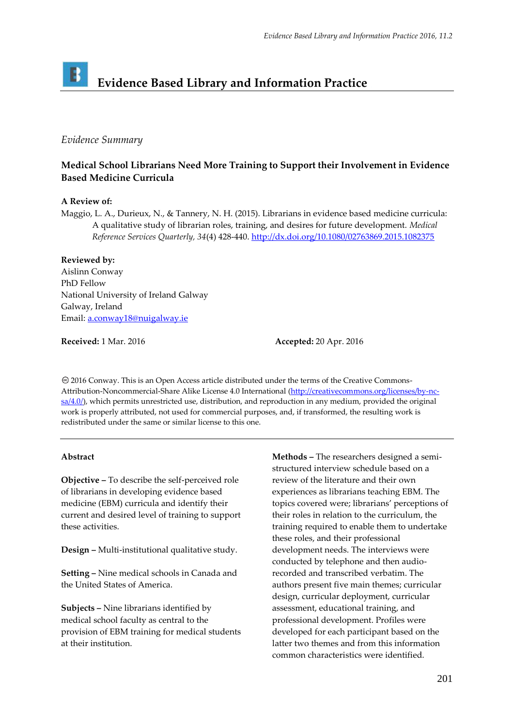# Evidence Based Library and Information Practice

*Evidence Summary*

## Medical School Librarians Need More Training to Support their Involvement in Evidence Based Medicine Curricula

**A Review of:**

Maggio, L. A., Durieux, N., & Tannery, N. H. (2015). Librarians in evidence based medicine curricula: A qualitative study of librarian roles, training, and desires for future development. *Medical Reference Services Quarterly, 34*(4) 428-440. http://dx.doi.org/10.1080/02763869.2015.1082375

**Reviewed by:**
Aislinn Conway
PhD Fellow
National University of Ireland Galway
Galway, Ireland
Email: a.conway18@nuigalway.ie

**Received:** 1 Mar. 2016 **Accepted:** 20 Apr. 2016

© 2016 Conway. This is an Open Access article distributed under the terms of the Creative Commons-Attribution-Noncommercial-Share Alike License 4.0 International (http://creativecommons.org/licenses/by-nc-sa/4.0/), which permits unrestricted use, distribution, and reproduction in any medium, provided the original work is properly attributed, not used for commercial purposes, and, if transformed, the resulting work is redistributed under the same or similar license to this one.

---

**Abstract**

**Objective –** To describe the self-perceived role of librarians in developing evidence based medicine (EBM) curricula and identify their current and desired level of training to support these activities.

**Design –** Multi-institutional qualitative study.

**Setting –** Nine medical schools in Canada and the United States of America.

**Subjects –** Nine librarians identified by medical school faculty as central to the provision of EBM training for medical students at their institution.

**Methods –** The researchers designed a semi-structured interview schedule based on a review of the literature and their own experiences as librarians teaching EBM. The topics covered were; librarians' perceptions of their roles in relation to the curriculum, the training required to enable them to undertake these roles, and their professional development needs. The interviews were conducted by telephone and then audio-recorded and transcribed verbatim. The authors present five main themes; curricular design, curricular deployment, curricular assessment, educational training, and professional development. Profiles were developed for each participant based on the latter two themes and from this information common characteristics were identified.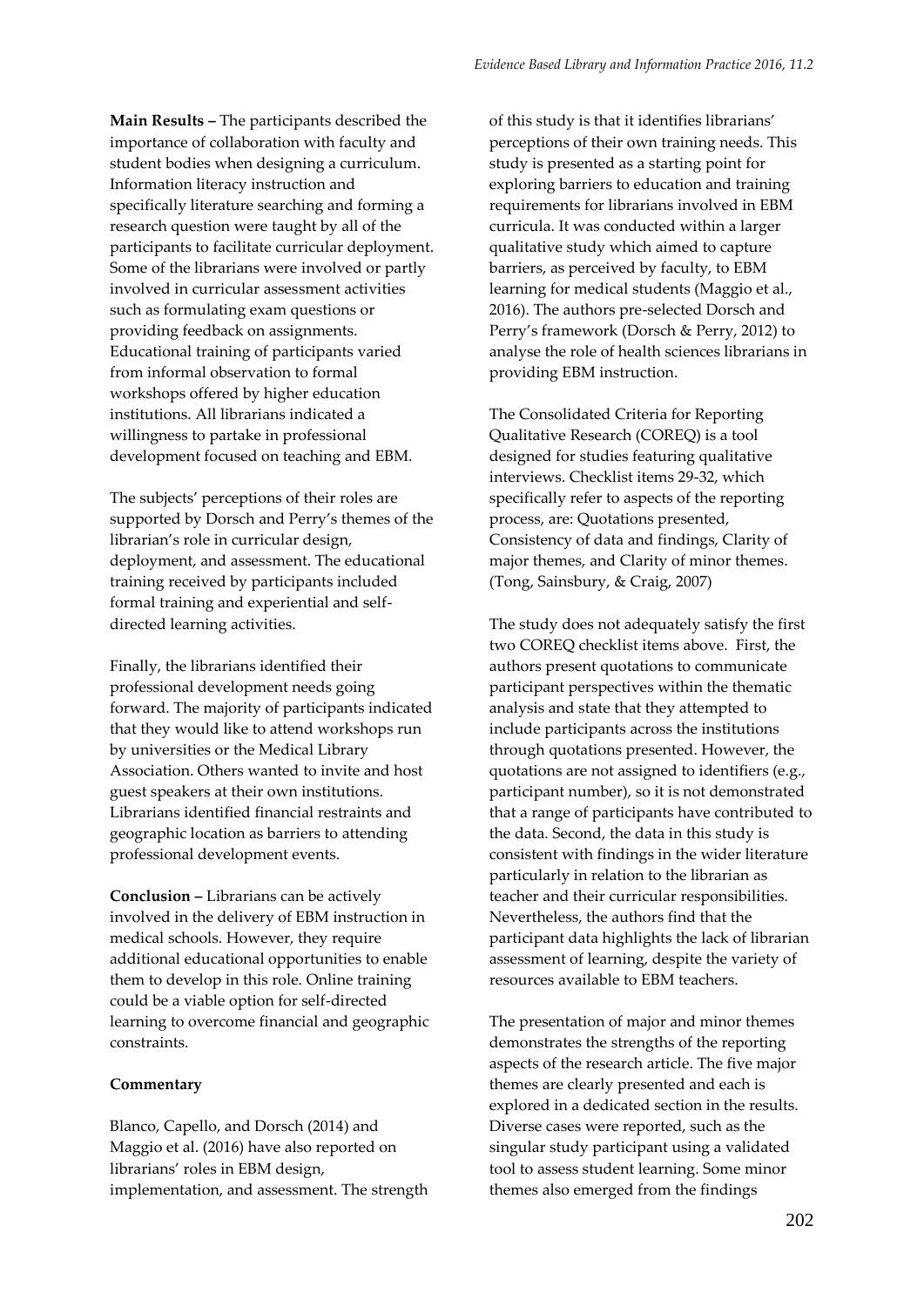**Main Results –** The participants described the importance of collaboration with faculty and student bodies when designing a curriculum. Information literacy instruction and specifically literature searching and forming a research question were taught by all of the participants to facilitate curricular deployment. Some of the librarians were involved or partly involved in curricular assessment activities such as formulating exam questions or providing feedback on assignments. Educational training of participants varied from informal observation to formal workshops offered by higher education institutions. All librarians indicated a willingness to partake in professional development focused on teaching and EBM.

The subjects' perceptions of their roles are supported by Dorsch and Perry's themes of the librarian's role in curricular design, deployment, and assessment. The educational training received by participants included formal training and experiential and self-directed learning activities.

Finally, the librarians identified their professional development needs going forward. The majority of participants indicated that they would like to attend workshops run by universities or the Medical Library Association. Others wanted to invite and host guest speakers at their own institutions. Librarians identified financial restraints and geographic location as barriers to attending professional development events.

**Conclusion –** Librarians can be actively involved in the delivery of EBM instruction in medical schools. However, they require additional educational opportunities to enable them to develop in this role. Online training could be a viable option for self-directed learning to overcome financial and geographic constraints.

**Commentary**

Blanco, Capello, and Dorsch (2014) and Maggio et al. (2016) have also reported on librarians' roles in EBM design, implementation, and assessment. The strength of this study is that it identifies librarians' perceptions of their own training needs. This study is presented as a starting point for exploring barriers to education and training requirements for librarians involved in EBM curricula. It was conducted within a larger qualitative study which aimed to capture barriers, as perceived by faculty, to EBM learning for medical students (Maggio et al., 2016). The authors pre-selected Dorsch and Perry's framework (Dorsch & Perry, 2012) to analyse the role of health sciences librarians in providing EBM instruction.

The Consolidated Criteria for Reporting Qualitative Research (COREQ) is a tool designed for studies featuring qualitative interviews. Checklist items 29-32, which specifically refer to aspects of the reporting process, are: Quotations presented, Consistency of data and findings, Clarity of major themes, and Clarity of minor themes. (Tong, Sainsbury, & Craig, 2007)

The study does not adequately satisfy the first two COREQ checklist items above. First, the authors present quotations to communicate participant perspectives within the thematic analysis and state that they attempted to include participants across the institutions through quotations presented. However, the quotations are not assigned to identifiers (e.g., participant number), so it is not demonstrated that a range of participants have contributed to the data. Second, the data in this study is consistent with findings in the wider literature particularly in relation to the librarian as teacher and their curricular responsibilities. Nevertheless, the authors find that the participant data highlights the lack of librarian assessment of learning, despite the variety of resources available to EBM teachers.

The presentation of major and minor themes demonstrates the strengths of the reporting aspects of the research article. The five major themes are clearly presented and each is explored in a dedicated section in the results. Diverse cases were reported, such as the singular study participant using a validated tool to assess student learning. Some minor themes also emerged from the findings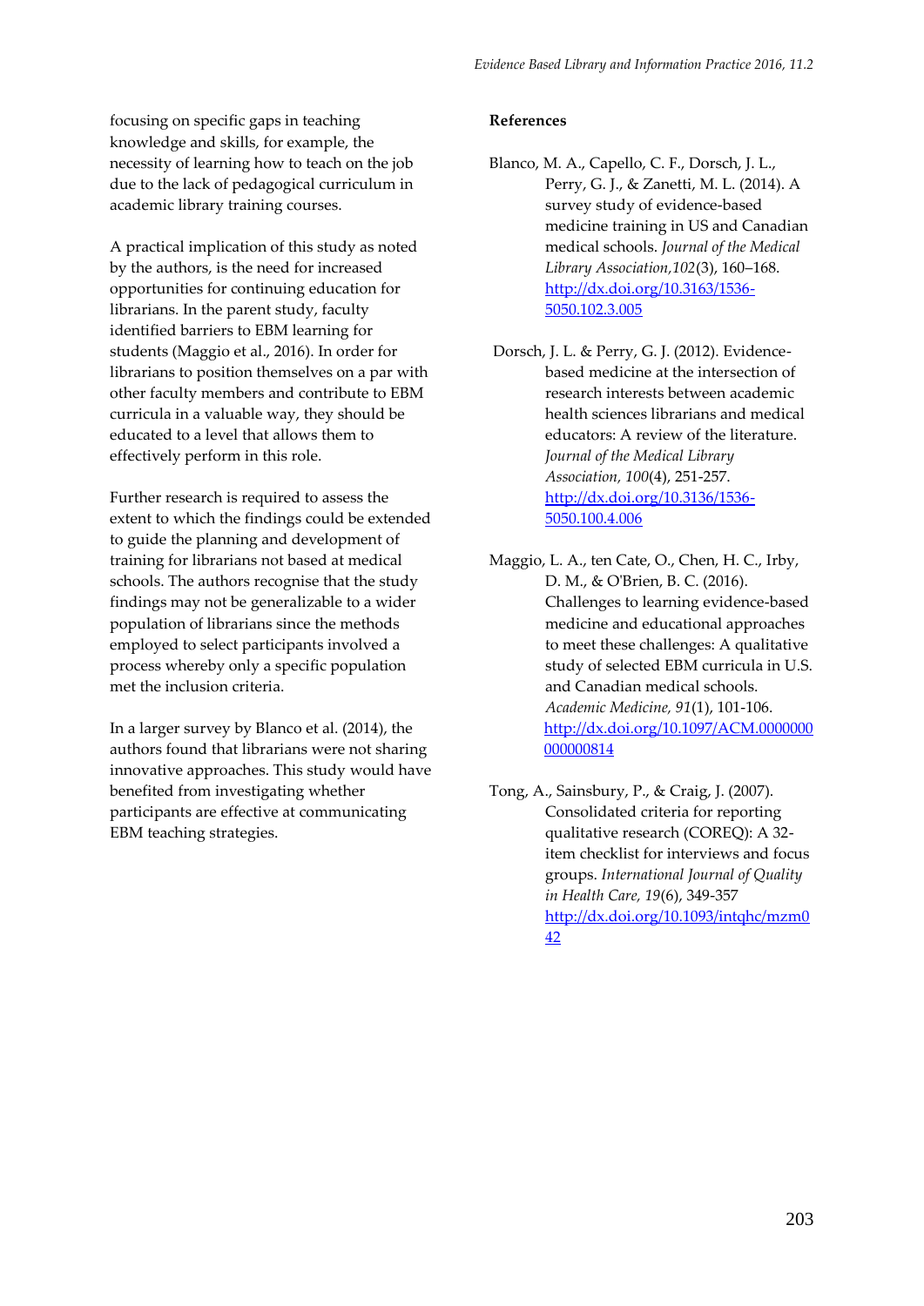focusing on specific gaps in teaching knowledge and skills, for example, the necessity of learning how to teach on the job due to the lack of pedagogical curriculum in academic library training courses.

A practical implication of this study as noted by the authors, is the need for increased opportunities for continuing education for librarians. In the parent study, faculty identified barriers to EBM learning for students (Maggio et al., 2016). In order for librarians to position themselves on a par with other faculty members and contribute to EBM curricula in a valuable way, they should be educated to a level that allows them to effectively perform in this role.

Further research is required to assess the extent to which the findings could be extended to guide the planning and development of training for librarians not based at medical schools. The authors recognise that the study findings may not be generalizable to a wider population of librarians since the methods employed to select participants involved a process whereby only a specific population met the inclusion criteria.

In a larger survey by Blanco et al. (2014), the authors found that librarians were not sharing innovative approaches. This study would have benefited from investigating whether participants are effective at communicating EBM teaching strategies.

**References**

Blanco, M. A., Capello, C. F., Dorsch, J. L., Perry, G. J., & Zanetti, M. L. (2014). A survey study of evidence-based medicine training in US and Canadian medical schools. *Journal of the Medical Library Association,102*(3), 160–168. http://dx.doi.org/10.3163/1536-5050.102.3.005

Dorsch, J. L. & Perry, G. J. (2012). Evidence-based medicine at the intersection of research interests between academic health sciences librarians and medical educators: A review of the literature. *Journal of the Medical Library Association, 100*(4), 251-257. http://dx.doi.org/10.3136/1536-5050.100.4.006

Maggio, L. A., ten Cate, O., Chen, H. C., Irby, D. M., & O'Brien, B. C. (2016). Challenges to learning evidence-based medicine and educational approaches to meet these challenges: A qualitative study of selected EBM curricula in U.S. and Canadian medical schools. *Academic Medicine, 91*(1), 101-106. http://dx.doi.org/10.1097/ACM.0000000000000814

Tong, A., Sainsbury, P., & Craig, J. (2007). Consolidated criteria for reporting qualitative research (COREQ): A 32-item checklist for interviews and focus groups. *International Journal of Quality in Health Care, 19*(6), 349-357 http://dx.doi.org/10.1093/intqhc/mzm042